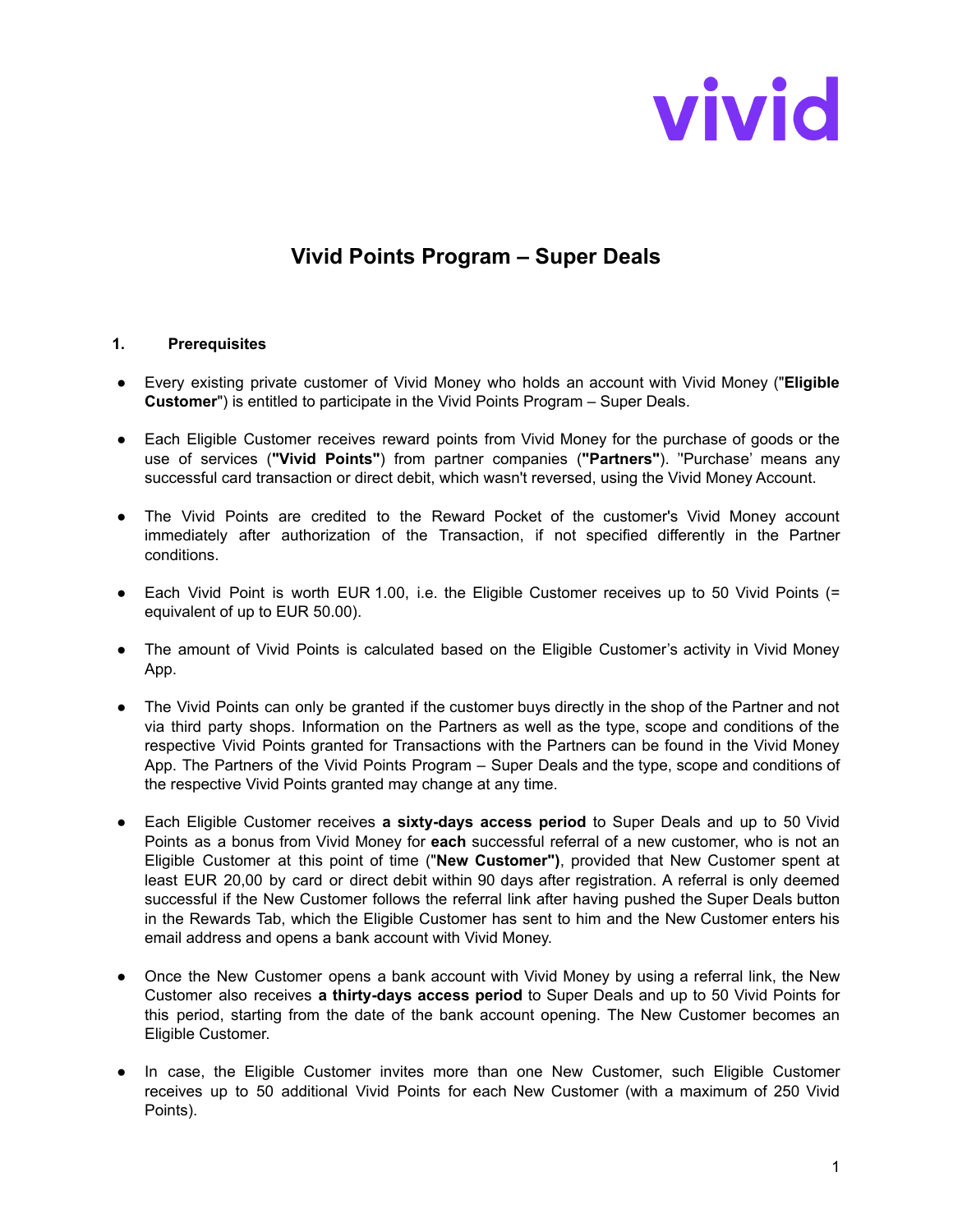vivid

# Vivid Points Program – Super Deals

## 1. Prerequisites

- Every existing private customer of Vivid Money who holds an account with Vivid Money ("**Eligible Customer**") is entitled to participate in the Vivid Points Program – Super Deals.

- Each Eligible Customer receives reward points from Vivid Money for the purchase of goods or the use of services (**"Vivid Points"**) from partner companies (**"Partners"**). ''Purchase' means any successful card transaction or direct debit, which wasn't reversed, using the Vivid Money Account.

- The Vivid Points are credited to the Reward Pocket of the customer's Vivid Money account immediately after authorization of the Transaction, if not specified differently in the Partner conditions.

- Each Vivid Point is worth EUR 1.00, i.e. the Eligible Customer receives up to 50 Vivid Points (= equivalent of up to EUR 50.00).

- The amount of Vivid Points is calculated based on the Eligible Customer's activity in Vivid Money App.

- The Vivid Points can only be granted if the customer buys directly in the shop of the Partner and not via third party shops. Information on the Partners as well as the type, scope and conditions of the respective Vivid Points granted for Transactions with the Partners can be found in the Vivid Money App. The Partners of the Vivid Points Program – Super Deals and the type, scope and conditions of the respective Vivid Points granted may change at any time.

- Each Eligible Customer receives **a sixty-days access period** to Super Deals and up to 50 Vivid Points as a bonus from Vivid Money for **each** successful referral of a new customer, who is not an Eligible Customer at this point of time ("**New Customer")**, provided that New Customer spent at least EUR 20,00 by card or direct debit within 90 days after registration. A referral is only deemed successful if the New Customer follows the referral link after having pushed the Super Deals button in the Rewards Tab, which the Eligible Customer has sent to him and the New Customer enters his email address and opens a bank account with Vivid Money.

- Once the New Customer opens a bank account with Vivid Money by using a referral link, the New Customer also receives **a thirty-days access period** to Super Deals and up to 50 Vivid Points for this period, starting from the date of the bank account opening. The New Customer becomes an Eligible Customer.

- In case, the Eligible Customer invites more than one New Customer, such Eligible Customer receives up to 50 additional Vivid Points for each New Customer (with a maximum of 250 Vivid Points).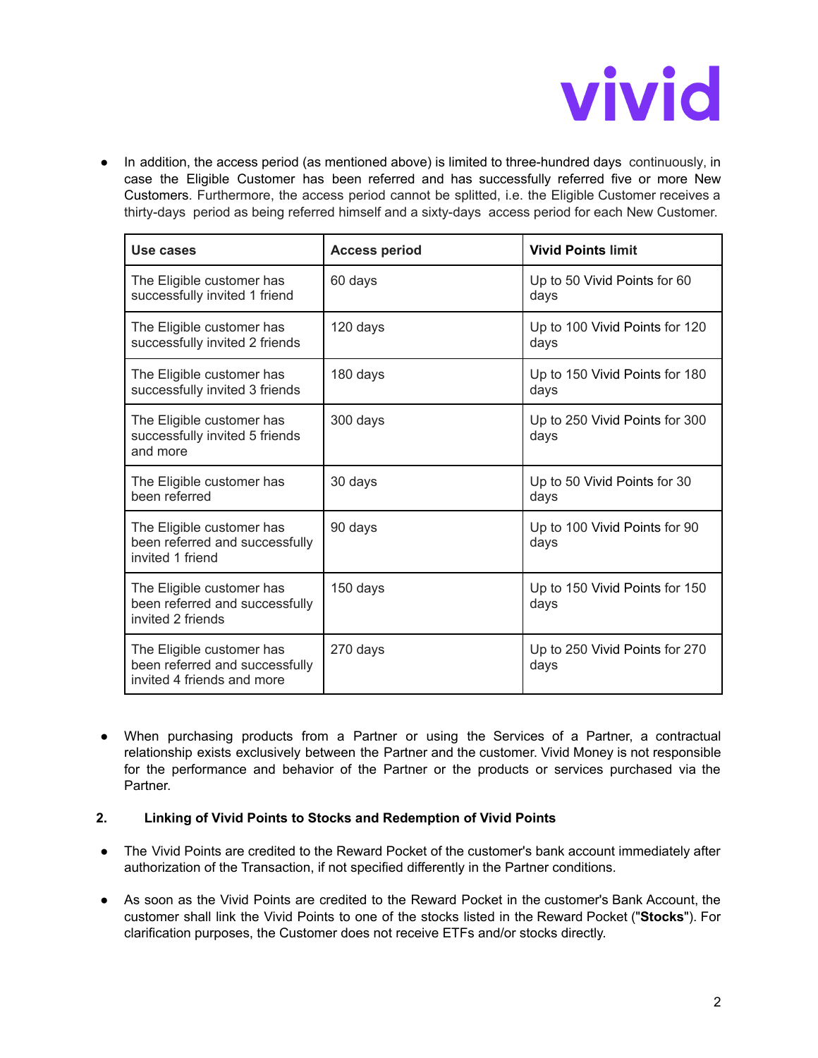- In addition, the access period (as mentioned above) is limited to three-hundred days continuously, in case the Eligible Customer has been referred and has successfully referred five or more New Customers. Furthermore, the access period cannot be splitted, i.e. the Eligible Customer receives a thirty-days period as being referred himself and a sixty-days access period for each New Customer.

| Use cases | Access period | Vivid Points limit |
|---|---|---|
| The Eligible customer has successfully invited 1 friend | 60 days | Up to 50 Vivid Points for 60 days |
| The Eligible customer has successfully invited 2 friends | 120 days | Up to 100 Vivid Points for 120 days |
| The Eligible customer has successfully invited 3 friends | 180 days | Up to 150 Vivid Points for 180 days |
| The Eligible customer has successfully invited 5 friends and more | 300 days | Up to 250 Vivid Points for 300 days |
| The Eligible customer has been referred | 30 days | Up to 50 Vivid Points for 30 days |
| The Eligible customer has been referred and successfully invited 1 friend | 90 days | Up to 100 Vivid Points for 90 days |
| The Eligible customer has been referred and successfully invited 2 friends | 150 days | Up to 150 Vivid Points for 150 days |
| The Eligible customer has been referred and successfully invited 4 friends and more | 270 days | Up to 250 Vivid Points for 270 days |

- When purchasing products from a Partner or using the Services of a Partner, a contractual relationship exists exclusively between the Partner and the customer. Vivid Money is not responsible for the performance and behavior of the Partner or the products or services purchased via the Partner.

## 2. Linking of Vivid Points to Stocks and Redemption of Vivid Points

- The Vivid Points are credited to the Reward Pocket of the customer's bank account immediately after authorization of the Transaction, if not specified differently in the Partner conditions.

- As soon as the Vivid Points are credited to the Reward Pocket in the customer's Bank Account, the customer shall link the Vivid Points to one of the stocks listed in the Reward Pocket ("**Stocks**"). For clarification purposes, the Customer does not receive ETFs and/or stocks directly.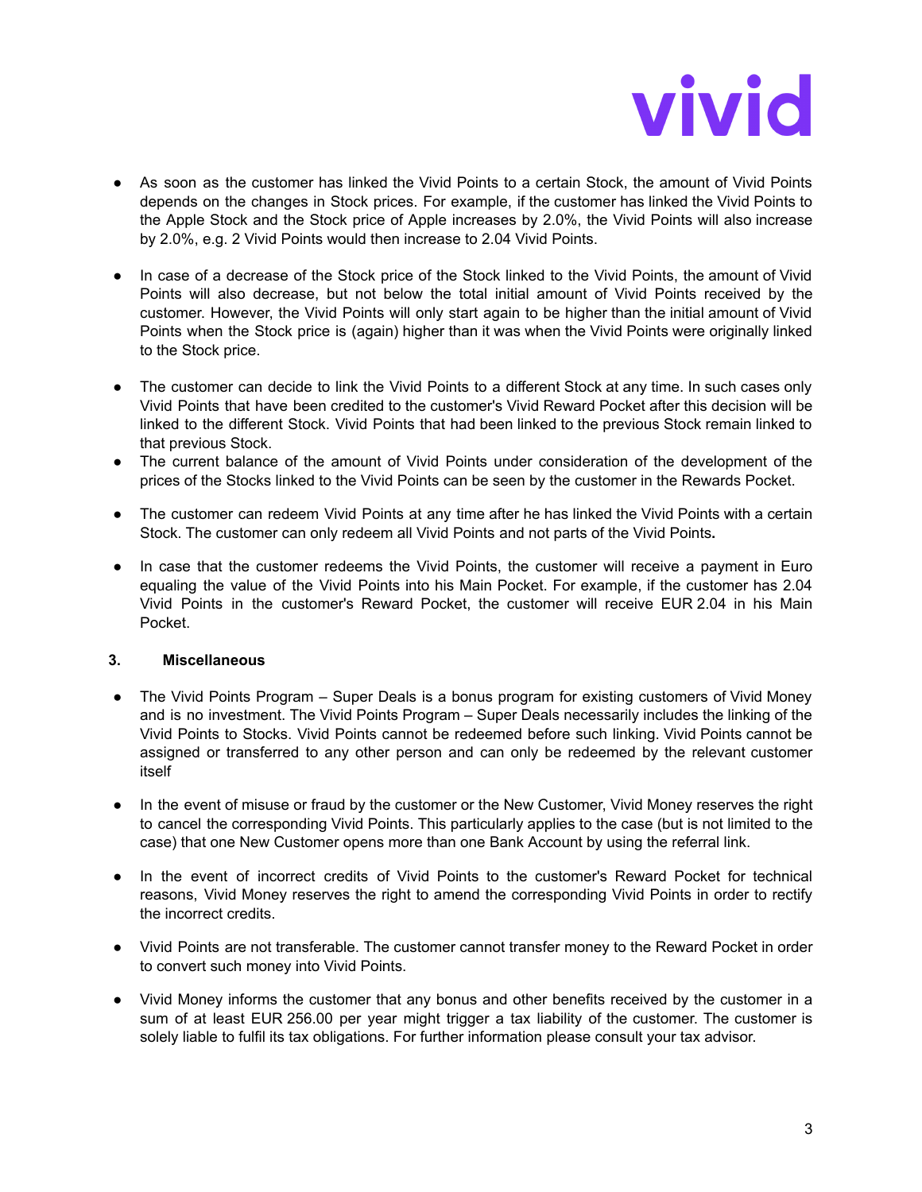- As soon as the customer has linked the Vivid Points to a certain Stock, the amount of Vivid Points depends on the changes in Stock prices. For example, if the customer has linked the Vivid Points to the Apple Stock and the Stock price of Apple increases by 2.0%, the Vivid Points will also increase by 2.0%, e.g. 2 Vivid Points would then increase to 2.04 Vivid Points.

- In case of a decrease of the Stock price of the Stock linked to the Vivid Points, the amount of Vivid Points will also decrease, but not below the total initial amount of Vivid Points received by the customer. However, the Vivid Points will only start again to be higher than the initial amount of Vivid Points when the Stock price is (again) higher than it was when the Vivid Points were originally linked to the Stock price.

- The customer can decide to link the Vivid Points to a different Stock at any time. In such cases only Vivid Points that have been credited to the customer's Vivid Reward Pocket after this decision will be linked to the different Stock. Vivid Points that had been linked to the previous Stock remain linked to that previous Stock.
- The current balance of the amount of Vivid Points under consideration of the development of the prices of the Stocks linked to the Vivid Points can be seen by the customer in the Rewards Pocket.

- The customer can redeem Vivid Points at any time after he has linked the Vivid Points with a certain Stock. The customer can only redeem all Vivid Points and not parts of the Vivid Points**.**

- In case that the customer redeems the Vivid Points, the customer will receive a payment in Euro equaling the value of the Vivid Points into his Main Pocket. For example, if the customer has 2.04 Vivid Points in the customer's Reward Pocket, the customer will receive EUR 2.04 in his Main Pocket.

### 3. Miscellaneous

- The Vivid Points Program – Super Deals is a bonus program for existing customers of Vivid Money and is no investment. The Vivid Points Program – Super Deals necessarily includes the linking of the Vivid Points to Stocks. Vivid Points cannot be redeemed before such linking. Vivid Points cannot be assigned or transferred to any other person and can only be redeemed by the relevant customer itself

- In the event of misuse or fraud by the customer or the New Customer, Vivid Money reserves the right to cancel the corresponding Vivid Points. This particularly applies to the case (but is not limited to the case) that one New Customer opens more than one Bank Account by using the referral link.

- In the event of incorrect credits of Vivid Points to the customer's Reward Pocket for technical reasons, Vivid Money reserves the right to amend the corresponding Vivid Points in order to rectify the incorrect credits.

- Vivid Points are not transferable. The customer cannot transfer money to the Reward Pocket in order to convert such money into Vivid Points.

- Vivid Money informs the customer that any bonus and other benefits received by the customer in a sum of at least EUR 256.00 per year might trigger a tax liability of the customer. The customer is solely liable to fulfil its tax obligations. For further information please consult your tax advisor.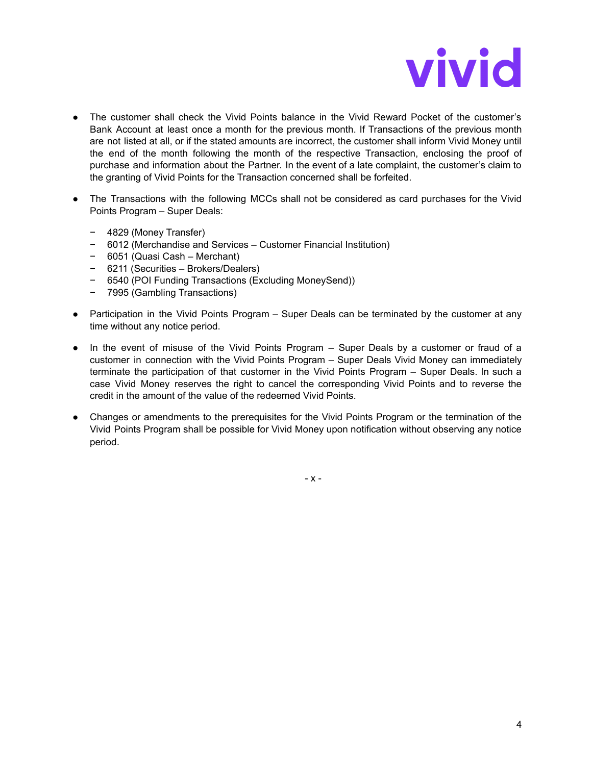- The customer shall check the Vivid Points balance in the Vivid Reward Pocket of the customer's Bank Account at least once a month for the previous month. If Transactions of the previous month are not listed at all, or if the stated amounts are incorrect, the customer shall inform Vivid Money until the end of the month following the month of the respective Transaction, enclosing the proof of purchase and information about the Partner. In the event of a late complaint, the customer's claim to the granting of Vivid Points for the Transaction concerned shall be forfeited.

- The Transactions with the following MCCs shall not be considered as card purchases for the Vivid Points Program – Super Deals:

  - 4829 (Money Transfer)
  - 6012 (Merchandise and Services – Customer Financial Institution)
  - 6051 (Quasi Cash – Merchant)
  - 6211 (Securities – Brokers/Dealers)
  - 6540 (POI Funding Transactions (Excluding MoneySend))
  - 7995 (Gambling Transactions)

- Participation in the Vivid Points Program – Super Deals can be terminated by the customer at any time without any notice period.

- In the event of misuse of the Vivid Points Program – Super Deals by a customer or fraud of a customer in connection with the Vivid Points Program – Super Deals Vivid Money can immediately terminate the participation of that customer in the Vivid Points Program – Super Deals. In such a case Vivid Money reserves the right to cancel the corresponding Vivid Points and to reverse the credit in the amount of the value of the redeemed Vivid Points.

- Changes or amendments to the prerequisites for the Vivid Points Program or the termination of the Vivid Points Program shall be possible for Vivid Money upon notification without observing any notice period.

- x -